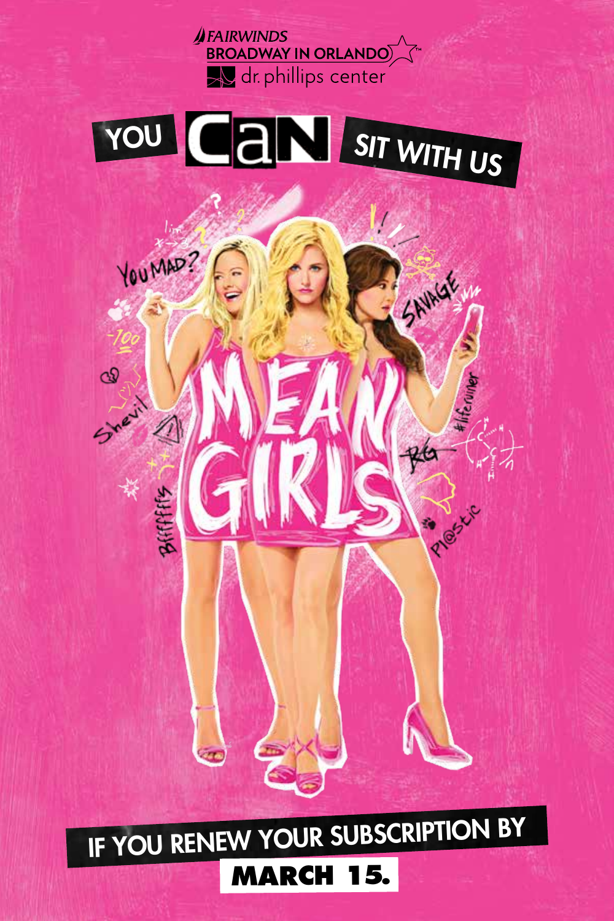FAIRWINDS BROADWAY IN ORLANDO™

dr. phillips center

# YOU CAN SIT WITH US

# MEAN GIRLS

**IF YOU RENEW YOUR SUBSCRIPTION BY MARCH 15.**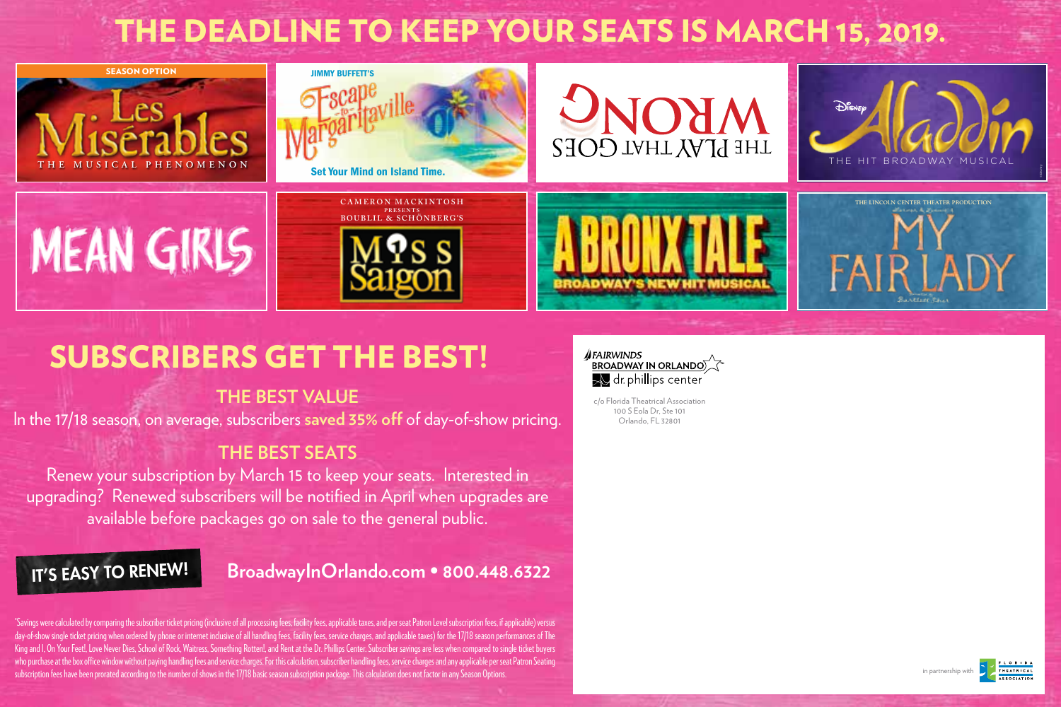# THE DEADLINE TO KEEP YOUR SEATS IS MARCH 15, 2019.

SEASON OPTION

Les Misérables
THE MUSICAL PHENOMENON

JIMMY BUFFETT'S
Escape to Margaritaville
Set Your Mind on Island Time.

THE PLAY THAT GOES WRONG

Disney Aladdin
THE HIT BROADWAY MUSICAL

MEAN GIRLS

CAMERON MACKINTOSH
PRESENTS
BOUBLIL & SCHÖNBERG'S
Miss Saigon

A BRONX TALE
BROADWAY'S NEW HIT MUSICAL

THE LINCOLN CENTER THEATER PRODUCTION
MY FAIR LADY

# SUBSCRIBERS GET THE BEST!

## THE BEST VALUE

In the 17/18 season, on average, subscribers **saved 35% off** of day-of-show pricing.

## THE BEST SEATS

Renew your subscription by March 15 to keep your seats. Interested in upgrading? Renewed subscribers will be notified in April when upgrades are available before packages go on sale to the general public.

**IT'S EASY TO RENEW!** **BroadwayInOrlando.com • 800.448.6322**

*Savings were calculated by comparing the subscriber ticket pricing (inclusive of all processing fees, facility fees, applicable taxes, and per seat Patron Level subscription fees, if applicable) versus day-of-show single ticket pricing when ordered by phone or internet inclusive of all handling fees, facility fees, service charges, and applicable taxes) for the 17/18 season performances of The King and I, On Your Feet!, Love Never Dies, School of Rock, Waitress, Something Rotten!, and Rent at the Dr. Phillips Center. Subscriber savings are less when compared to single ticket buyers who purchase at the box office window without paying handling fees and service charges. For this calculation, subscriber handling fees, service charges and any applicable per seat Patron Seating subscription fees have been prorated according to the number of shows in the 17/18 basic season subscription package. This calculation does not factor in any Season Options.

FAIRWINDS
BROADWAY IN ORLANDO
dr. phillips center

c/o Florida Theatrical Association
100 S Eola Dr, Ste 101
Orlando, FL 32801

in partnership with FLORIDA THEATRICAL ASSOCIATION